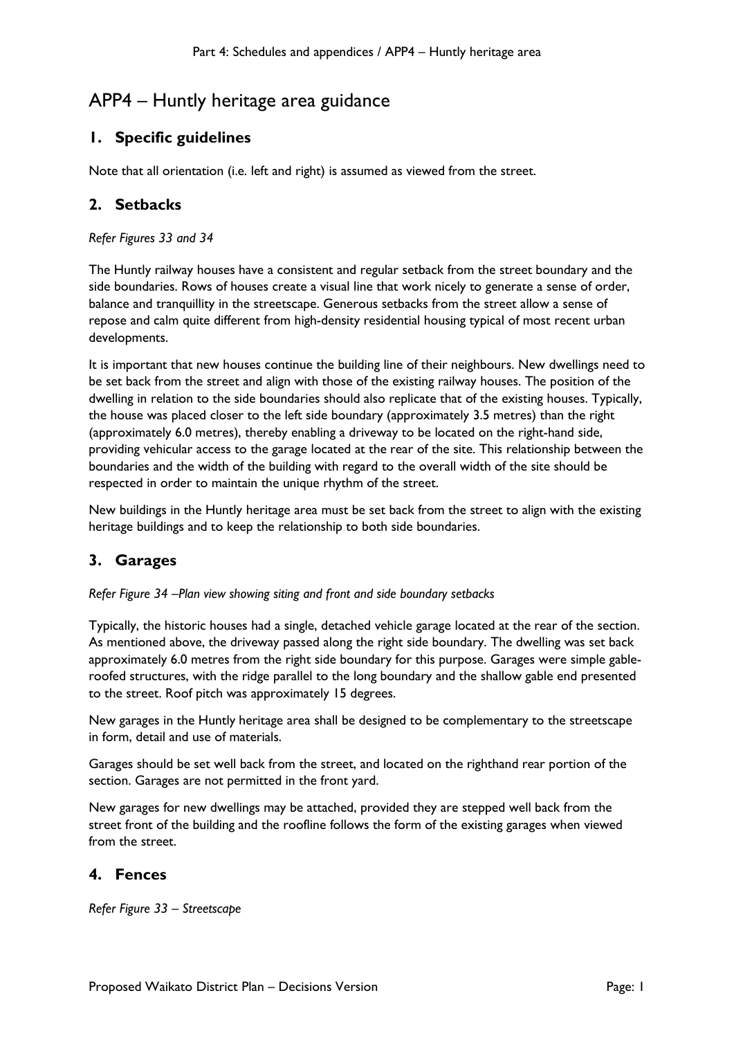# APP4 – Huntly heritage area guidance

## 1. Specific guidelines

Note that all orientation (i.e. left and right) is assumed as viewed from the street.

## 2. Setbacks

*Refer Figures 33 and 34*

The Huntly railway houses have a consistent and regular setback from the street boundary and the side boundaries. Rows of houses create a visual line that work nicely to generate a sense of order, balance and tranquillity in the streetscape. Generous setbacks from the street allow a sense of repose and calm quite different from high-density residential housing typical of most recent urban developments.

It is important that new houses continue the building line of their neighbours. New dwellings need to be set back from the street and align with those of the existing railway houses. The position of the dwelling in relation to the side boundaries should also replicate that of the existing houses. Typically, the house was placed closer to the left side boundary (approximately 3.5 metres) than the right (approximately 6.0 metres), thereby enabling a driveway to be located on the right-hand side, providing vehicular access to the garage located at the rear of the site. This relationship between the boundaries and the width of the building with regard to the overall width of the site should be respected in order to maintain the unique rhythm of the street.

New buildings in the Huntly heritage area must be set back from the street to align with the existing heritage buildings and to keep the relationship to both side boundaries.

## 3. Garages

*Refer Figure 34 –Plan view showing siting and front and side boundary setbacks*

Typically, the historic houses had a single, detached vehicle garage located at the rear of the section. As mentioned above, the driveway passed along the right side boundary. The dwelling was set back approximately 6.0 metres from the right side boundary for this purpose. Garages were simple gable-roofed structures, with the ridge parallel to the long boundary and the shallow gable end presented to the street. Roof pitch was approximately 15 degrees.

New garages in the Huntly heritage area shall be designed to be complementary to the streetscape in form, detail and use of materials.

Garages should be set well back from the street, and located on the righthand rear portion of the section. Garages are not permitted in the front yard.

New garages for new dwellings may be attached, provided they are stepped well back from the street front of the building and the roofline follows the form of the existing garages when viewed from the street.

## 4. Fences

*Refer Figure 33 – Streetscape*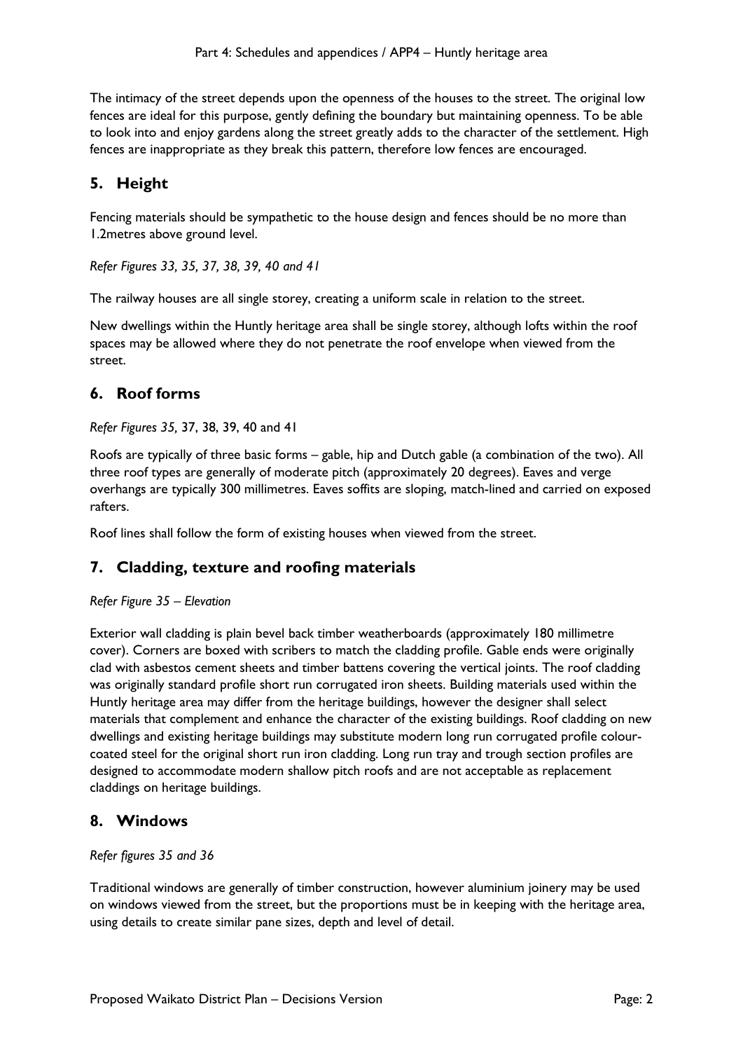The intimacy of the street depends upon the openness of the houses to the street. The original low fences are ideal for this purpose, gently defining the boundary but maintaining openness. To be able to look into and enjoy gardens along the street greatly adds to the character of the settlement. High fences are inappropriate as they break this pattern, therefore low fences are encouraged.

## 5. Height

Fencing materials should be sympathetic to the house design and fences should be no more than 1.2metres above ground level.

*Refer Figures 33, 35, 37, 38, 39, 40 and 41*

The railway houses are all single storey, creating a uniform scale in relation to the street.

New dwellings within the Huntly heritage area shall be single storey, although lofts within the roof spaces may be allowed where they do not penetrate the roof envelope when viewed from the street.

## 6. Roof forms

*Refer Figures 35,* 37, 38, 39, 40 and 41

Roofs are typically of three basic forms – gable, hip and Dutch gable (a combination of the two). All three roof types are generally of moderate pitch (approximately 20 degrees). Eaves and verge overhangs are typically 300 millimetres. Eaves soffits are sloping, match-lined and carried on exposed rafters.

Roof lines shall follow the form of existing houses when viewed from the street.

## 7. Cladding, texture and roofing materials

*Refer Figure 35 – Elevation*

Exterior wall cladding is plain bevel back timber weatherboards (approximately 180 millimetre cover). Corners are boxed with scribers to match the cladding profile. Gable ends were originally clad with asbestos cement sheets and timber battens covering the vertical joints. The roof cladding was originally standard profile short run corrugated iron sheets. Building materials used within the Huntly heritage area may differ from the heritage buildings, however the designer shall select materials that complement and enhance the character of the existing buildings. Roof cladding on new dwellings and existing heritage buildings may substitute modern long run corrugated profile colour-coated steel for the original short run iron cladding. Long run tray and trough section profiles are designed to accommodate modern shallow pitch roofs and are not acceptable as replacement claddings on heritage buildings.

## 8. Windows

*Refer figures 35 and 36*

Traditional windows are generally of timber construction, however aluminium joinery may be used on windows viewed from the street, but the proportions must be in keeping with the heritage area, using details to create similar pane sizes, depth and level of detail.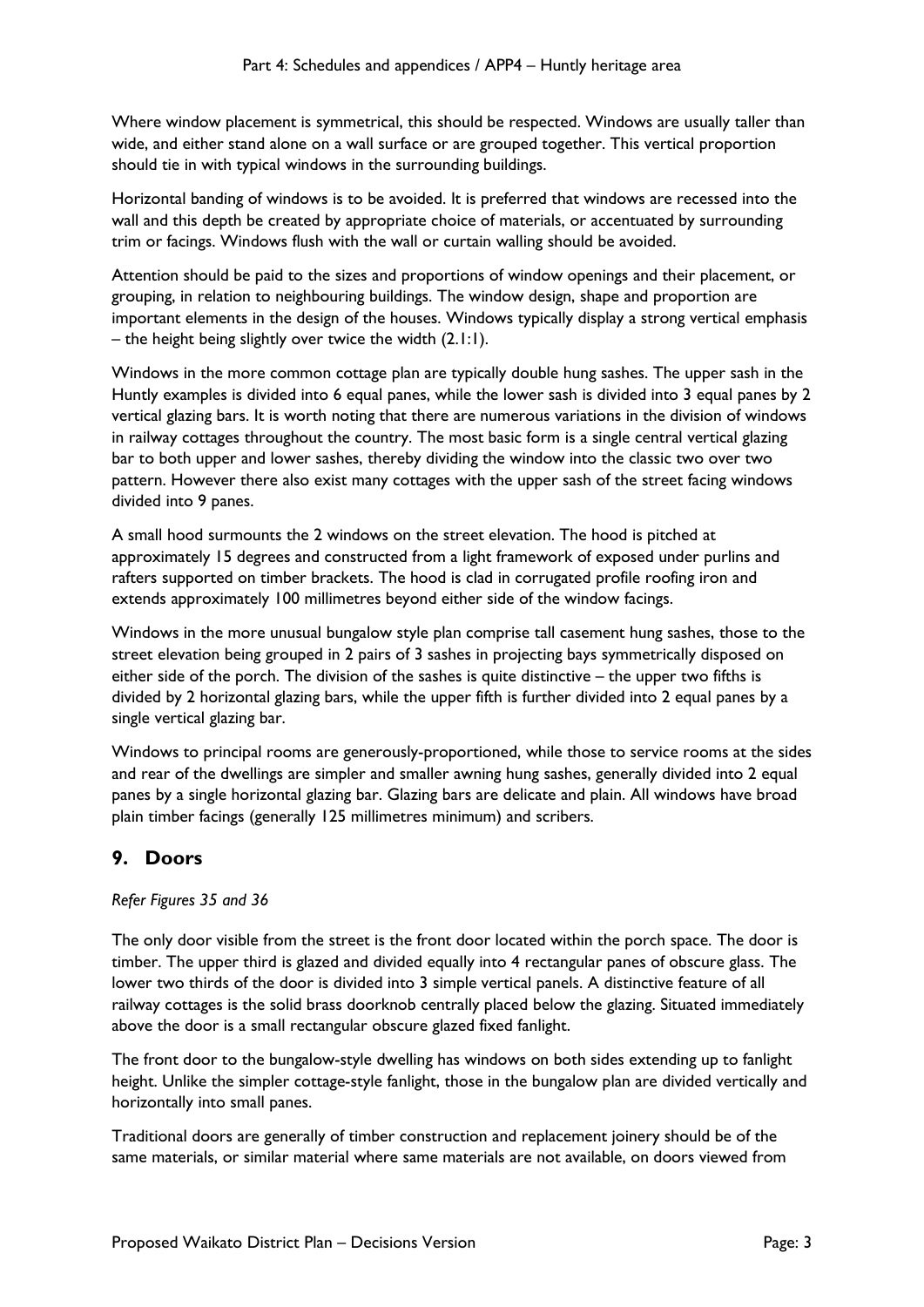Where window placement is symmetrical, this should be respected. Windows are usually taller than wide, and either stand alone on a wall surface or are grouped together. This vertical proportion should tie in with typical windows in the surrounding buildings.

Horizontal banding of windows is to be avoided. It is preferred that windows are recessed into the wall and this depth be created by appropriate choice of materials, or accentuated by surrounding trim or facings. Windows flush with the wall or curtain walling should be avoided.

Attention should be paid to the sizes and proportions of window openings and their placement, or grouping, in relation to neighbouring buildings. The window design, shape and proportion are important elements in the design of the houses. Windows typically display a strong vertical emphasis – the height being slightly over twice the width (2.1:1).

Windows in the more common cottage plan are typically double hung sashes. The upper sash in the Huntly examples is divided into 6 equal panes, while the lower sash is divided into 3 equal panes by 2 vertical glazing bars. It is worth noting that there are numerous variations in the division of windows in railway cottages throughout the country. The most basic form is a single central vertical glazing bar to both upper and lower sashes, thereby dividing the window into the classic two over two pattern. However there also exist many cottages with the upper sash of the street facing windows divided into 9 panes.

A small hood surmounts the 2 windows on the street elevation. The hood is pitched at approximately 15 degrees and constructed from a light framework of exposed under purlins and rafters supported on timber brackets. The hood is clad in corrugated profile roofing iron and extends approximately 100 millimetres beyond either side of the window facings.

Windows in the more unusual bungalow style plan comprise tall casement hung sashes, those to the street elevation being grouped in 2 pairs of 3 sashes in projecting bays symmetrically disposed on either side of the porch. The division of the sashes is quite distinctive – the upper two fifths is divided by 2 horizontal glazing bars, while the upper fifth is further divided into 2 equal panes by a single vertical glazing bar.

Windows to principal rooms are generously-proportioned, while those to service rooms at the sides and rear of the dwellings are simpler and smaller awning hung sashes, generally divided into 2 equal panes by a single horizontal glazing bar. Glazing bars are delicate and plain. All windows have broad plain timber facings (generally 125 millimetres minimum) and scribers.

## 9. Doors

*Refer Figures 35 and 36*

The only door visible from the street is the front door located within the porch space. The door is timber. The upper third is glazed and divided equally into 4 rectangular panes of obscure glass. The lower two thirds of the door is divided into 3 simple vertical panels. A distinctive feature of all railway cottages is the solid brass doorknob centrally placed below the glazing. Situated immediately above the door is a small rectangular obscure glazed fixed fanlight.

The front door to the bungalow-style dwelling has windows on both sides extending up to fanlight height. Unlike the simpler cottage-style fanlight, those in the bungalow plan are divided vertically and horizontally into small panes.

Traditional doors are generally of timber construction and replacement joinery should be of the same materials, or similar material where same materials are not available, on doors viewed from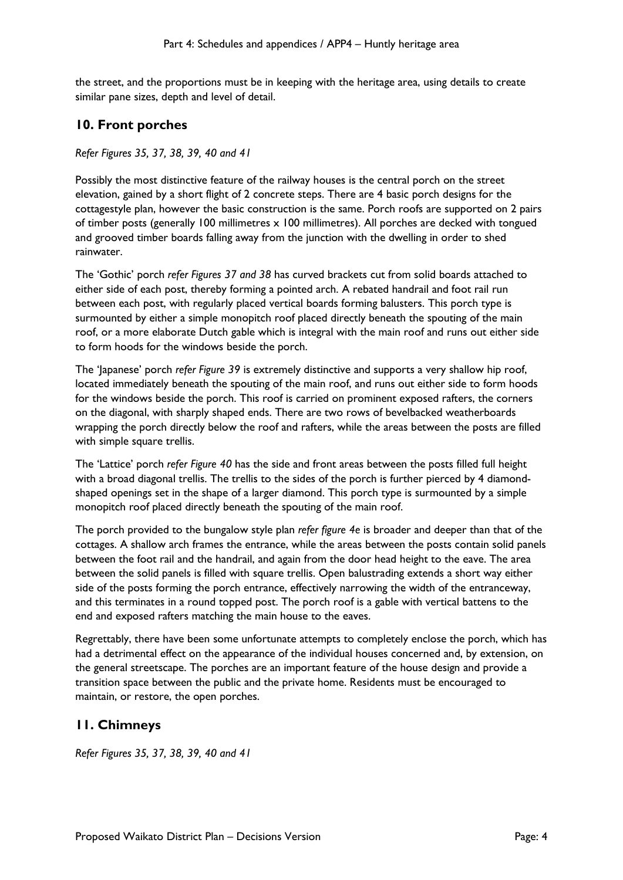the street, and the proportions must be in keeping with the heritage area, using details to create similar pane sizes, depth and level of detail.

## 10. Front porches

*Refer Figures 35, 37, 38, 39, 40 and 41*

Possibly the most distinctive feature of the railway houses is the central porch on the street elevation, gained by a short flight of 2 concrete steps. There are 4 basic porch designs for the cottagestyle plan, however the basic construction is the same. Porch roofs are supported on 2 pairs of timber posts (generally 100 millimetres x 100 millimetres). All porches are decked with tongued and grooved timber boards falling away from the junction with the dwelling in order to shed rainwater.

The 'Gothic' porch *refer Figures 37 and 38* has curved brackets cut from solid boards attached to either side of each post, thereby forming a pointed arch. A rebated handrail and foot rail run between each post, with regularly placed vertical boards forming balusters. This porch type is surmounted by either a simple monopitch roof placed directly beneath the spouting of the main roof, or a more elaborate Dutch gable which is integral with the main roof and runs out either side to form hoods for the windows beside the porch.

The 'Japanese' porch *refer Figure 39* is extremely distinctive and supports a very shallow hip roof, located immediately beneath the spouting of the main roof, and runs out either side to form hoods for the windows beside the porch. This roof is carried on prominent exposed rafters, the corners on the diagonal, with sharply shaped ends. There are two rows of bevelbacked weatherboards wrapping the porch directly below the roof and rafters, while the areas between the posts are filled with simple square trellis.

The 'Lattice' porch *refer Figure 40* has the side and front areas between the posts filled full height with a broad diagonal trellis. The trellis to the sides of the porch is further pierced by 4 diamond-shaped openings set in the shape of a larger diamond. This porch type is surmounted by a simple monopitch roof placed directly beneath the spouting of the main roof.

The porch provided to the bungalow style plan *refer figure 4e* is broader and deeper than that of the cottages. A shallow arch frames the entrance, while the areas between the posts contain solid panels between the foot rail and the handrail, and again from the door head height to the eave. The area between the solid panels is filled with square trellis. Open balustrading extends a short way either side of the posts forming the porch entrance, effectively narrowing the width of the entranceway, and this terminates in a round topped post. The porch roof is a gable with vertical battens to the end and exposed rafters matching the main house to the eaves.

Regrettably, there have been some unfortunate attempts to completely enclose the porch, which has had a detrimental effect on the appearance of the individual houses concerned and, by extension, on the general streetscape. The porches are an important feature of the house design and provide a transition space between the public and the private home. Residents must be encouraged to maintain, or restore, the open porches.

## 11. Chimneys

*Refer Figures 35, 37, 38, 39, 40 and 41*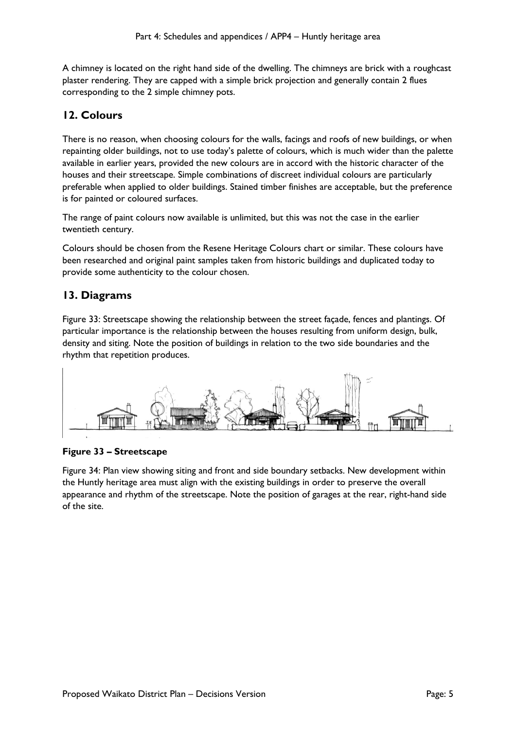A chimney is located on the right hand side of the dwelling. The chimneys are brick with a roughcast plaster rendering. They are capped with a simple brick projection and generally contain 2 flues corresponding to the 2 simple chimney pots.

## 12. Colours

There is no reason, when choosing colours for the walls, facings and roofs of new buildings, or when repainting older buildings, not to use today's palette of colours, which is much wider than the palette available in earlier years, provided the new colours are in accord with the historic character of the houses and their streetscape. Simple combinations of discreet individual colours are particularly preferable when applied to older buildings. Stained timber finishes are acceptable, but the preference is for painted or coloured surfaces.

The range of paint colours now available is unlimited, but this was not the case in the earlier twentieth century.

Colours should be chosen from the Resene Heritage Colours chart or similar. These colours have been researched and original paint samples taken from historic buildings and duplicated today to provide some authenticity to the colour chosen.

## 13. Diagrams

Figure 33: Streetscape showing the relationship between the street façade, fences and plantings. Of particular importance is the relationship between the houses resulting from uniform design, bulk, density and siting. Note the position of buildings in relation to the two side boundaries and the rhythm that repetition produces.

**Figure 33 – Streetscape**

Figure 34: Plan view showing siting and front and side boundary setbacks. New development within the Huntly heritage area must align with the existing buildings in order to preserve the overall appearance and rhythm of the streetscape. Note the position of garages at the rear, right-hand side of the site.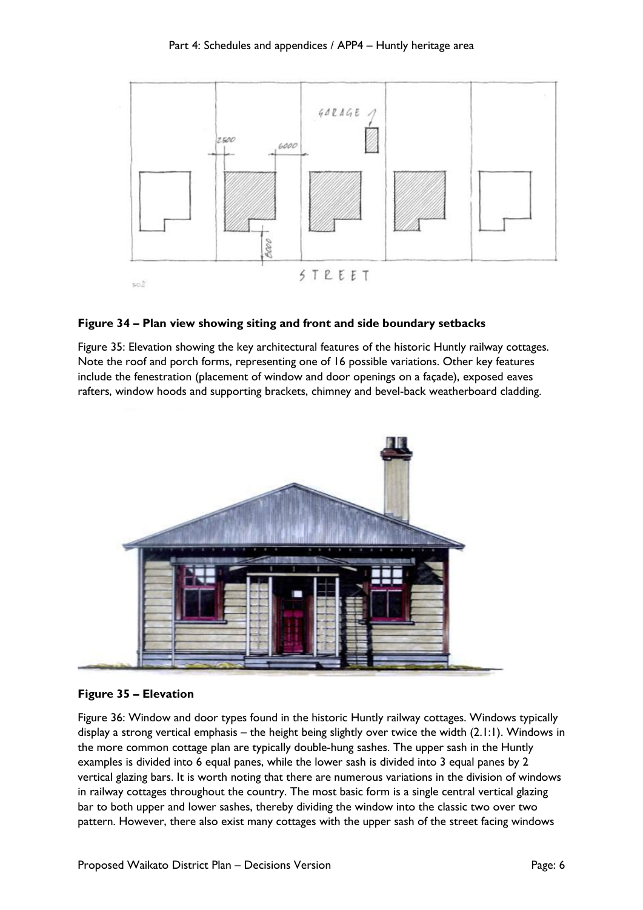**Figure 34 – Plan view showing siting and front and side boundary setbacks**

Figure 35: Elevation showing the key architectural features of the historic Huntly railway cottages. Note the roof and porch forms, representing one of 16 possible variations. Other key features include the fenestration (placement of window and door openings on a façade), exposed eaves rafters, window hoods and supporting brackets, chimney and bevel-back weatherboard cladding.

**Figure 35 – Elevation**

Figure 36: Window and door types found in the historic Huntly railway cottages. Windows typically display a strong vertical emphasis – the height being slightly over twice the width (2.1:1). Windows in the more common cottage plan are typically double-hung sashes. The upper sash in the Huntly examples is divided into 6 equal panes, while the lower sash is divided into 3 equal panes by 2 vertical glazing bars. It is worth noting that there are numerous variations in the division of windows in railway cottages throughout the country. The most basic form is a single central vertical glazing bar to both upper and lower sashes, thereby dividing the window into the classic two over two pattern. However, there also exist many cottages with the upper sash of the street facing windows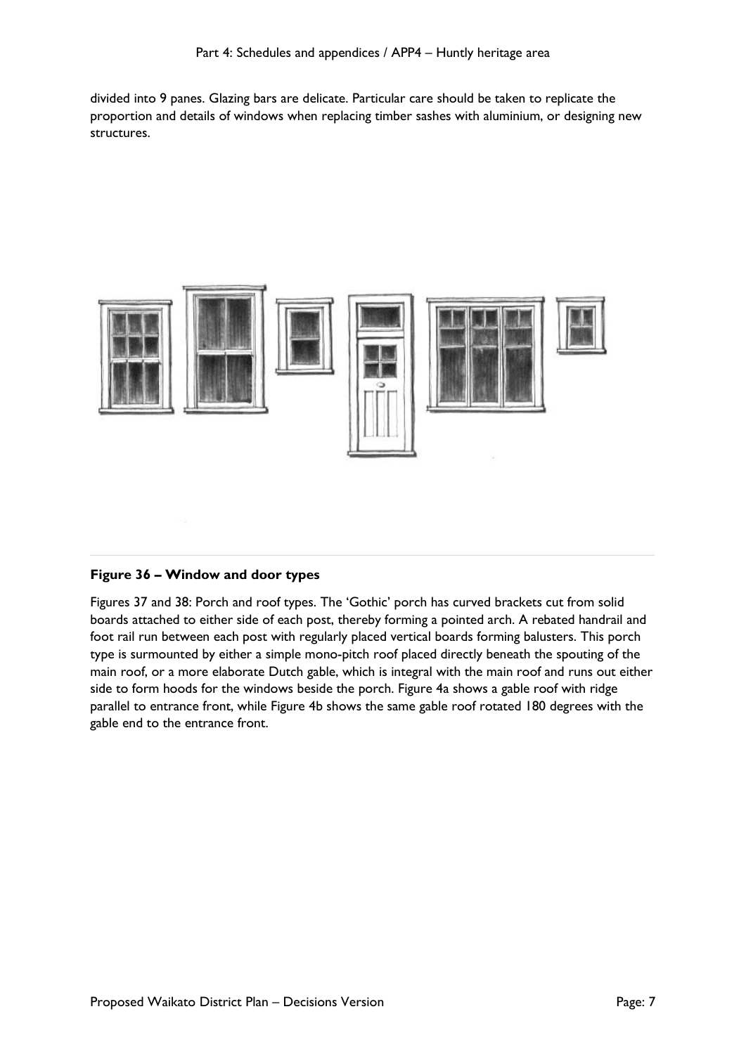divided into 9 panes. Glazing bars are delicate. Particular care should be taken to replicate the proportion and details of windows when replacing timber sashes with aluminium, or designing new structures.

**Figure 36 – Window and door types**

Figures 37 and 38: Porch and roof types. The 'Gothic' porch has curved brackets cut from solid boards attached to either side of each post, thereby forming a pointed arch. A rebated handrail and foot rail run between each post with regularly placed vertical boards forming balusters. This porch type is surmounted by either a simple mono-pitch roof placed directly beneath the spouting of the main roof, or a more elaborate Dutch gable, which is integral with the main roof and runs out either side to form hoods for the windows beside the porch. Figure 4a shows a gable roof with ridge parallel to entrance front, while Figure 4b shows the same gable roof rotated 180 degrees with the gable end to the entrance front.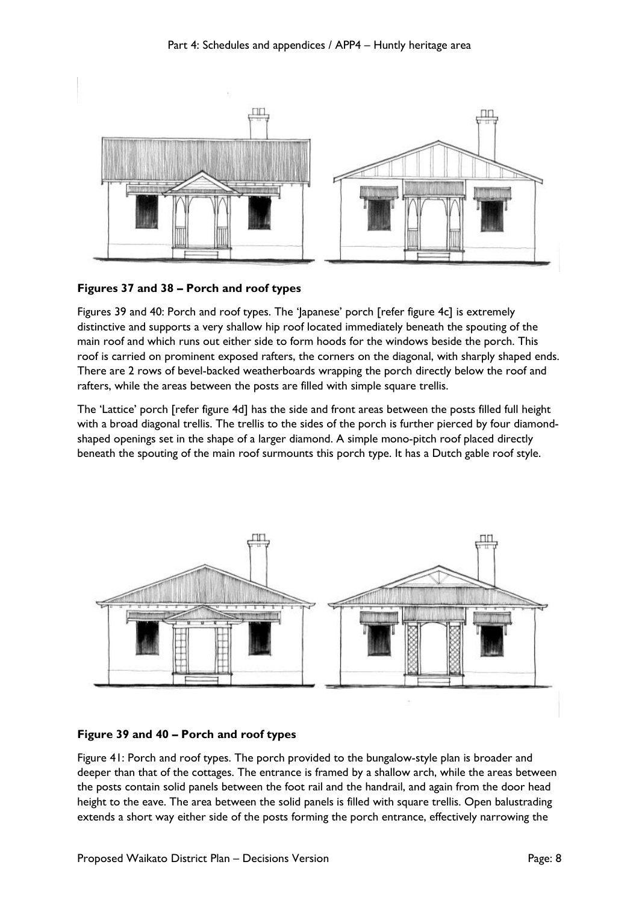**Figures 37 and 38 – Porch and roof types**

Figures 39 and 40: Porch and roof types. The 'Japanese' porch [refer figure 4c] is extremely distinctive and supports a very shallow hip roof located immediately beneath the spouting of the main roof and which runs out either side to form hoods for the windows beside the porch. This roof is carried on prominent exposed rafters, the corners on the diagonal, with sharply shaped ends. There are 2 rows of bevel-backed weatherboards wrapping the porch directly below the roof and rafters, while the areas between the posts are filled with simple square trellis.

The 'Lattice' porch [refer figure 4d] has the side and front areas between the posts filled full height with a broad diagonal trellis. The trellis to the sides of the porch is further pierced by four diamond-shaped openings set in the shape of a larger diamond. A simple mono-pitch roof placed directly beneath the spouting of the main roof surmounts this porch type. It has a Dutch gable roof style.

**Figure 39 and 40 – Porch and roof types**

Figure 41: Porch and roof types. The porch provided to the bungalow-style plan is broader and deeper than that of the cottages. The entrance is framed by a shallow arch, while the areas between the posts contain solid panels between the foot rail and the handrail, and again from the door head height to the eave. The area between the solid panels is filled with square trellis. Open balustrading extends a short way either side of the posts forming the porch entrance, effectively narrowing the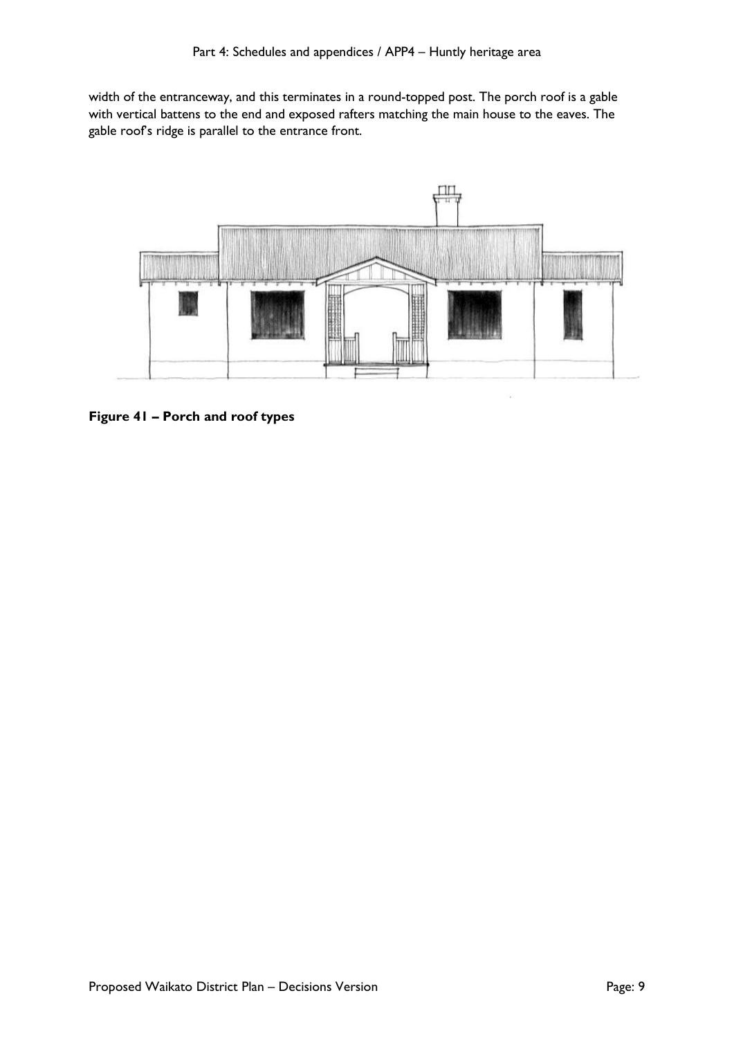width of the entranceway, and this terminates in a round-topped post. The porch roof is a gable with vertical battens to the end and exposed rafters matching the main house to the eaves. The gable roof's ridge is parallel to the entrance front.

**Figure 41 – Porch and roof types**